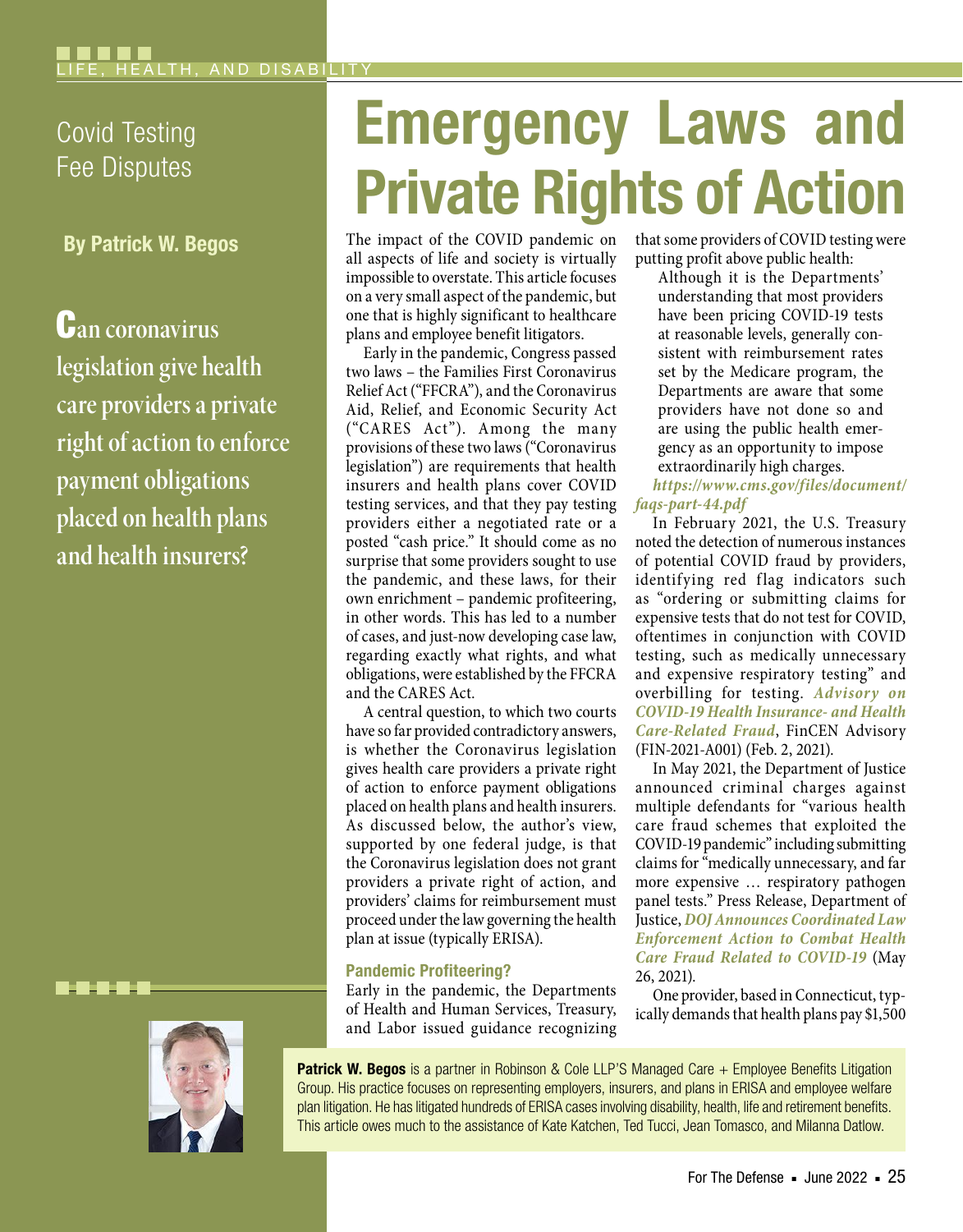Covid Testing Fee Disputes

# Emergency Laws and Private Rights of Action

**By Patrick W. Begos**

**Can coronavirus legislation give health care providers a private right of action to enforce payment obligations placed on health plans and health insurers?**

The impact of the COVID pandemic on all aspects of life and society is virtually impossible to overstate. This article focuses on a very small aspect of the pandemic, but one that is highly significant to healthcare plans and employee benefit litigators.

Early in the pandemic, Congress passed two laws – the Families First Coronavirus Relief Act ("FFCRA"), and the Coronavirus Aid, Relief, and Economic Security Act ("CARES Act"). Among the many provisions of these two laws ("Coronavirus legislation") are requirements that health insurers and health plans cover COVID testing services, and that they pay testing providers either a negotiated rate or a posted "cash price." It should come as no surprise that some providers sought to use the pandemic, and these laws, for their own enrichment – pandemic profiteering, in other words. This has led to a number of cases, and just-now developing case law, regarding exactly what rights, and what obligations, were established by the FFCRA and the CARES Act.

A central question, to which two courts have so far provided contradictory answers, is whether the Coronavirus legislation gives health care providers a private right of action to enforce payment obligations placed on health plans and health insurers. As discussed below, the author's view, supported by one federal judge, is that the Coronavirus legislation does not grant providers a private right of action, and providers' claims for reimbursement must proceed under the law governing the health plan at issue (typically ERISA).

## Pandemic Profiteering?

Early in the pandemic, the Departments of Health and Human Services, Treasury, and Labor issued guidance recognizing that some providers of COVID testing were putting profit above public health:

> Although it is the Departments' understanding that most providers have been pricing COVID-19 tests at reasonable levels, generally consistent with reimbursement rates set by the Medicare program, the Departments are aware that some providers have not done so and are using the public health emergency as an opportunity to impose extraordinarily high charges.

***https://www.cms.gov/files/document/faqs-part-44.pdf***

In February 2021, the U.S. Treasury noted the detection of numerous instances of potential COVID fraud by providers, identifying red flag indicators such as "ordering or submitting claims for expensive tests that do not test for COVID, oftentimes in conjunction with COVID testing, such as medically unnecessary and expensive respiratory testing" and overbilling for testing. ***Advisory on COVID-19 Health Insurance- and Health Care-Related Fraud***, FinCEN Advisory (FIN-2021-A001) (Feb. 2, 2021).

In May 2021, the Department of Justice announced criminal charges against multiple defendants for "various health care fraud schemes that exploited the COVID-19 pandemic" including submitting claims for "medically unnecessary, and far more expensive … respiratory pathogen panel tests." Press Release, Department of Justice, ***DOJ Announces Coordinated Law Enforcement Action to Combat Health Care Fraud Related to COVID-19*** (May 26, 2021).

One provider, based in Connecticut, typically demands that health plans pay $1,500

**Patrick W. Begos** is a partner in Robinson & Cole LLP'S Managed Care + Employee Benefits Litigation Group. His practice focuses on representing employers, insurers, and plans in ERISA and employee welfare plan litigation. He has litigated hundreds of ERISA cases involving disability, health, life and retirement benefits. This article owes much to the assistance of Kate Katchen, Ted Tucci, Jean Tomasco, and Milanna Datlow.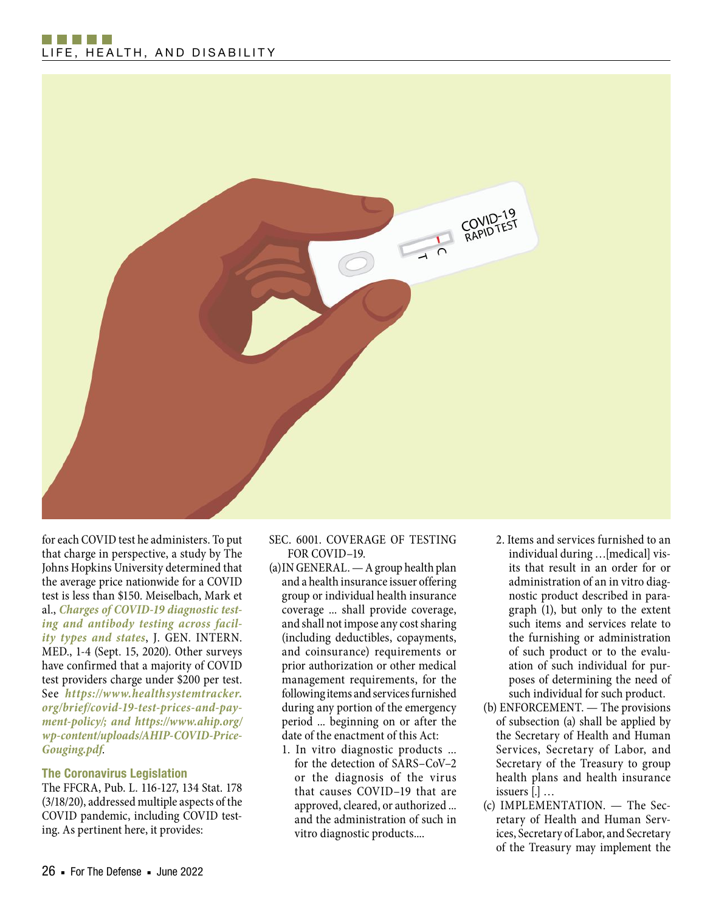for each COVID test he administers. To put that charge in perspective, a study by The Johns Hopkins University determined that the average price nationwide for a COVID test is less than $150. Meiselbach, Mark et al., ***Charges of COVID-19 diagnostic testing and antibody testing across facility types and states***, J. GEN. INTERN. MED., 1-4 (Sept. 15, 2020). Other surveys have confirmed that a majority of COVID test providers charge under $200 per test. See ***https://www.healthsystemtracker.org/brief/covid-19-test-prices-and-payment-policy/; and https://www.ahip.org/wp-content/uploads/AHIP-COVID-Price-Gouging.pdf***.

### The Coronavirus Legislation

The FFCRA, Pub. L. 116-127, 134 Stat. 178 (3/18/20), addressed multiple aspects of the COVID pandemic, including COVID testing. As pertinent here, it provides:

SEC. 6001. COVERAGE OF TESTING FOR COVID–19.

(a) IN GENERAL. — A group health plan and a health insurance issuer offering group or individual health insurance coverage ... shall provide coverage, and shall not impose any cost sharing (including deductibles, copayments, and coinsurance) requirements or prior authorization or other medical management requirements, for the following items and services furnished during any portion of the emergency period ... beginning on or after the date of the enactment of this Act:

1. In vitro diagnostic products ... for the detection of SARS–CoV–2 or the diagnosis of the virus that causes COVID–19 that are approved, cleared, or authorized ... and the administration of such in vitro diagnostic products....
2. Items and services furnished to an individual during …[medical] visits that result in an order for or administration of an in vitro diagnostic product described in paragraph (1), but only to the extent such items and services relate to the furnishing or administration of such product or to the evaluation of such individual for purposes of determining the need of such individual for such product.

(b) ENFORCEMENT. — The provisions of subsection (a) shall be applied by the Secretary of Health and Human Services, Secretary of Labor, and Secretary of the Treasury to group health plans and health insurance issuers [.] …

(c) IMPLEMENTATION. — The Secretary of Health and Human Services, Secretary of Labor, and Secretary of the Treasury may implement the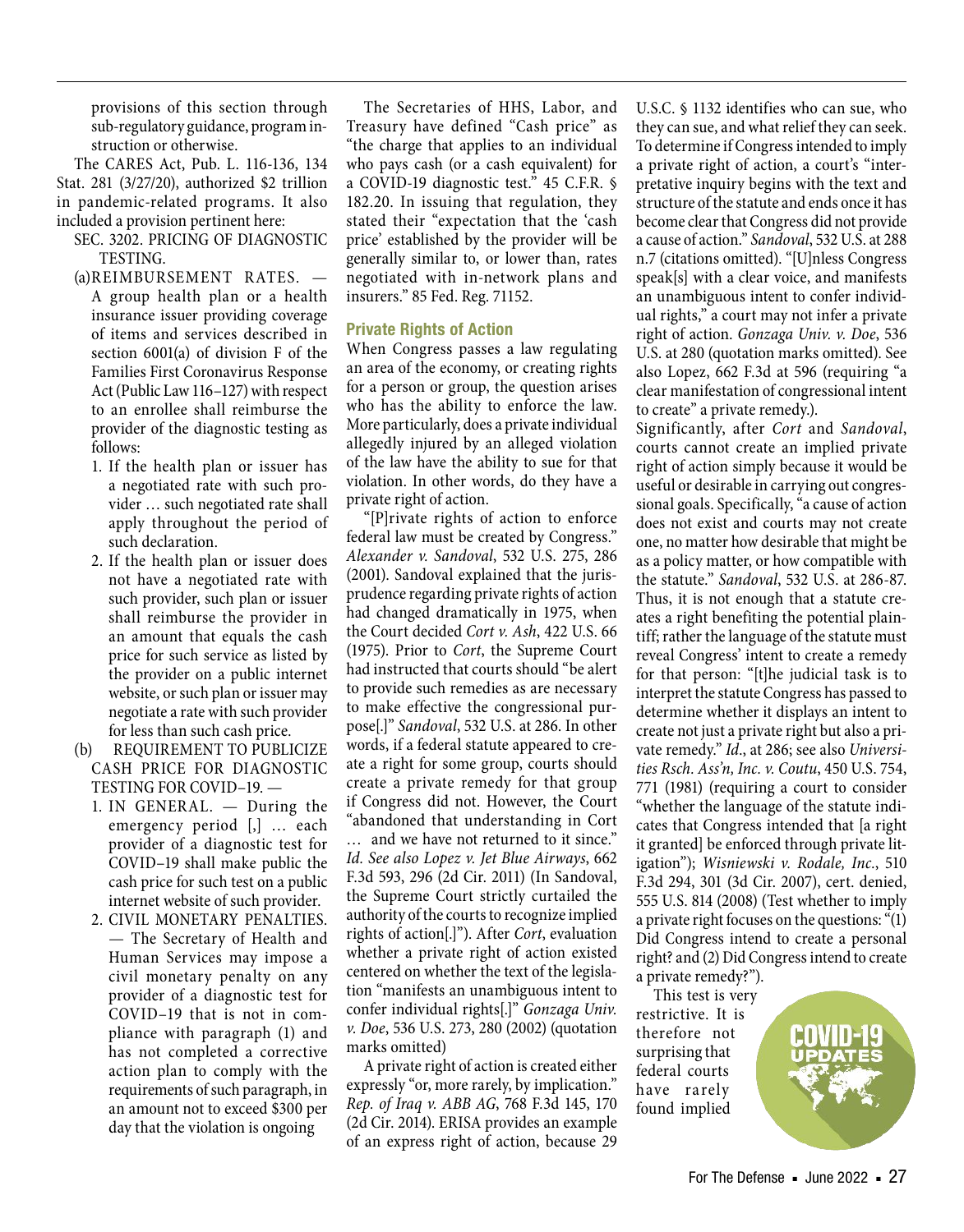provisions of this section through sub-regulatory guidance, program instruction or otherwise.

The CARES Act, Pub. L. 116-136, 134 Stat. 281 (3/27/20), authorized $2 trillion in pandemic-related programs. It also included a provision pertinent here:

SEC. 3202. PRICING OF DIAGNOSTIC TESTING.

(a) REIMBURSEMENT RATES. — A group health plan or a health insurance issuer providing coverage of items and services described in section 6001(a) of division F of the Families First Coronavirus Response Act (Public Law 116–127) with respect to an enrollee shall reimburse the provider of the diagnostic testing as follows:

1. If the health plan or issuer has a negotiated rate with such provider … such negotiated rate shall apply throughout the period of such declaration.
2. If the health plan or issuer does not have a negotiated rate with such provider, such plan or issuer shall reimburse the provider in an amount that equals the cash price for such service as listed by the provider on a public internet website, or such plan or issuer may negotiate a rate with such provider for less than such cash price.

(b) REQUIREMENT TO PUBLICIZE CASH PRICE FOR DIAGNOSTIC TESTING FOR COVID–19. —

1. IN GENERAL. — During the emergency period [,] … each provider of a diagnostic test for COVID–19 shall make public the cash price for such test on a public internet website of such provider.
2. CIVIL MONETARY PENALTIES. — The Secretary of Health and Human Services may impose a civil monetary penalty on any provider of a diagnostic test for COVID–19 that is not in compliance with paragraph (1) and has not completed a corrective action plan to comply with the requirements of such paragraph, in an amount not to exceed $300 per day that the violation is ongoing

The Secretaries of HHS, Labor, and Treasury have defined "Cash price" as "the charge that applies to an individual who pays cash (or a cash equivalent) for a COVID-19 diagnostic test." 45 C.F.R. § 182.20. In issuing that regulation, they stated their "expectation that the 'cash price' established by the provider will be generally similar to, or lower than, rates negotiated with in-network plans and insurers." 85 Fed. Reg. 71152.

### Private Rights of Action

When Congress passes a law regulating an area of the economy, or creating rights for a person or group, the question arises who has the ability to enforce the law. More particularly, does a private individual allegedly injured by an alleged violation of the law have the ability to sue for that violation. In other words, do they have a private right of action.

"[P]rivate rights of action to enforce federal law must be created by Congress." *Alexander v. Sandoval*, 532 U.S. 275, 286 (2001). Sandoval explained that the jurisprudence regarding private rights of action had changed dramatically in 1975, when the Court decided *Cort v. Ash*, 422 U.S. 66 (1975). Prior to *Cort*, the Supreme Court had instructed that courts should "be alert to provide such remedies as are necessary to make effective the congressional purpose[.]" *Sandoval*, 532 U.S. at 286. In other words, if a federal statute appeared to create a right for some group, courts should create a private remedy for that group if Congress did not. However, the Court "abandoned that understanding in Cort … and we have not returned to it since." *Id. See also Lopez v. Jet Blue Airways*, 662 F.3d 593, 296 (2d Cir. 2011) (In Sandoval, the Supreme Court strictly curtailed the authority of the courts to recognize implied rights of action[.]"). After *Cort*, evaluation whether a private right of action existed centered on whether the text of the legislation "manifests an unambiguous intent to confer individual rights[.]" *Gonzaga Univ. v. Doe*, 536 U.S. 273, 280 (2002) (quotation marks omitted)

A private right of action is created either expressly "or, more rarely, by implication." *Rep. of Iraq v. ABB AG*, 768 F.3d 145, 170 (2d Cir. 2014). ERISA provides an example of an express right of action, because 29 U.S.C. § 1132 identifies who can sue, who they can sue, and what relief they can seek. To determine if Congress intended to imply a private right of action, a court's "interpretative inquiry begins with the text and structure of the statute and ends once it has become clear that Congress did not provide a cause of action." *Sandoval*, 532 U.S. at 288 n.7 (citations omitted). "[U]nless Congress speak[s] with a clear voice, and manifests an unambiguous intent to confer individual rights," a court may not infer a private right of action. *Gonzaga Univ. v. Doe*, 536 U.S. at 280 (quotation marks omitted). See also Lopez, 662 F.3d at 596 (requiring "a clear manifestation of congressional intent to create" a private remedy.).

Significantly, after *Cort* and *Sandoval*, courts cannot create an implied private right of action simply because it would be useful or desirable in carrying out congressional goals. Specifically, "a cause of action does not exist and courts may not create one, no matter how desirable that might be as a policy matter, or how compatible with the statute." *Sandoval*, 532 U.S. at 286-87. Thus, it is not enough that a statute creates a right benefiting the potential plaintiff; rather the language of the statute must reveal Congress' intent to create a remedy for that person: "[t]he judicial task is to interpret the statute Congress has passed to determine whether it displays an intent to create not just a private right but also a private remedy." *Id*., at 286; see also *Universities Rsch. Ass'n, Inc. v. Coutu*, 450 U.S. 754, 771 (1981) (requiring a court to consider "whether the language of the statute indicates that Congress intended that [a right it granted] be enforced through private litigation"); *Wisniewski v. Rodale, Inc.*, 510 F.3d 294, 301 (3d Cir. 2007), cert. denied, 555 U.S. 814 (2008) (Test whether to imply a private right focuses on the questions: "(1) Did Congress intend to create a personal right? and (2) Did Congress intend to create a private remedy?").

This test is very restrictive. It is therefore not surprising that federal courts have rarely found implied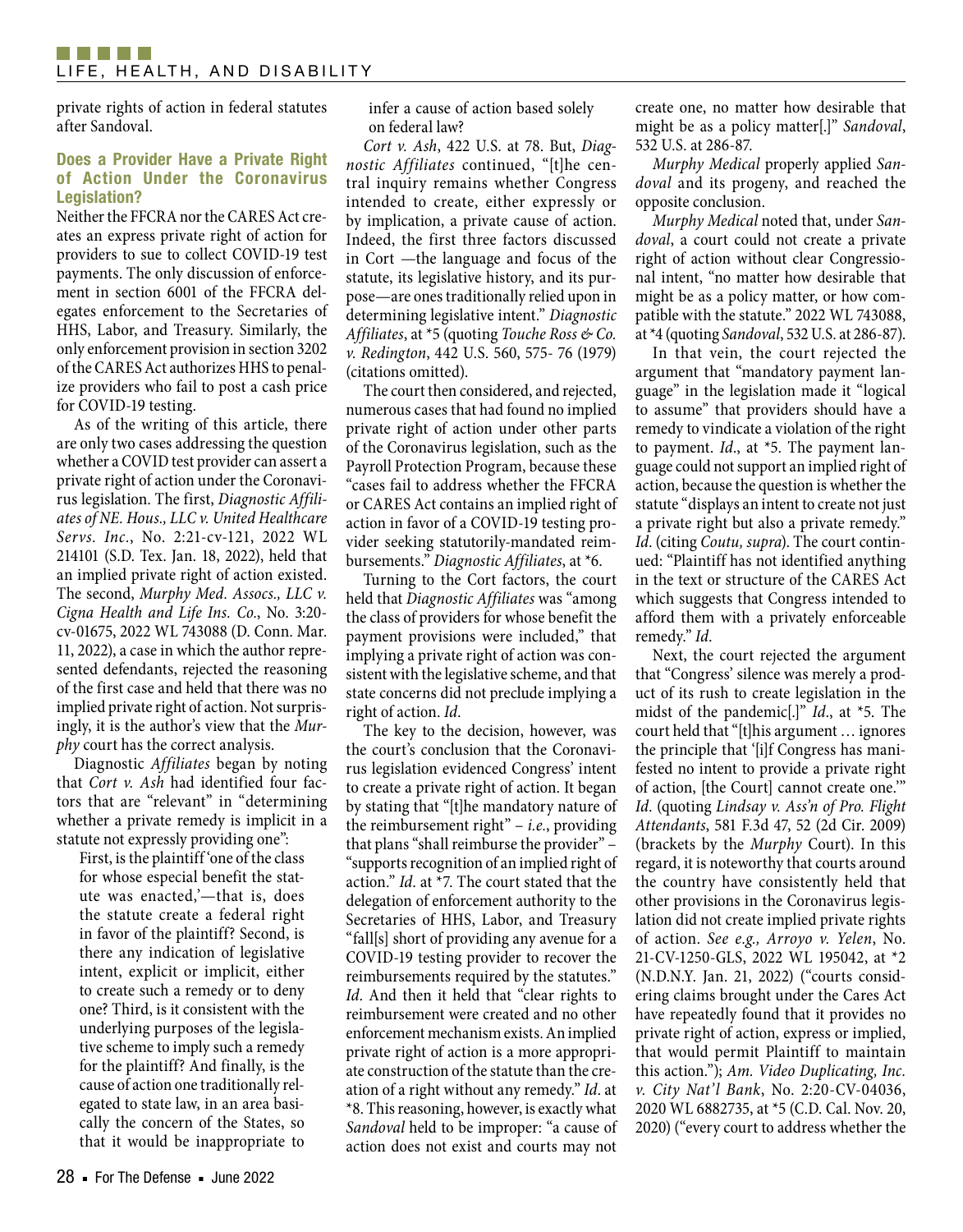private rights of action in federal statutes after Sandoval.

### Does a Provider Have a Private Right of Action Under the Coronavirus Legislation?

Neither the FFCRA nor the CARES Act creates an express private right of action for providers to sue to collect COVID-19 test payments. The only discussion of enforcement in section 6001 of the FFCRA delegates enforcement to the Secretaries of HHS, Labor, and Treasury. Similarly, the only enforcement provision in section 3202 of the CARES Act authorizes HHS to penalize providers who fail to post a cash price for COVID-19 testing.

As of the writing of this article, there are only two cases addressing the question whether a COVID test provider can assert a private right of action under the Coronavirus legislation. The first, *Diagnostic Affiliates of NE. Hous., LLC v. United Healthcare Servs. Inc.*, No. 2:21-cv-121, 2022 WL 214101 (S.D. Tex. Jan. 18, 2022), held that an implied private right of action existed. The second, *Murphy Med. Assocs., LLC v. Cigna Health and Life Ins. Co.*, No. 3:20-cv-01675, 2022 WL 743088 (D. Conn. Mar. 11, 2022), a case in which the author represented defendants, rejected the reasoning of the first case and held that there was no implied private right of action. Not surprisingly, it is the author's view that the *Murphy* court has the correct analysis.

Diagnostic *Affiliates* began by noting that *Cort v. Ash* had identified four factors that are "relevant" in "determining whether a private remedy is implicit in a statute not expressly providing one":

> First, is the plaintiff 'one of the class for whose especial benefit the statute was enacted,'—that is, does the statute create a federal right in favor of the plaintiff? Second, is there any indication of legislative intent, explicit or implicit, either to create such a remedy or to deny one? Third, is it consistent with the underlying purposes of the legislative scheme to imply such a remedy for the plaintiff? And finally, is the cause of action one traditionally relegated to state law, in an area basically the concern of the States, so that it would be inappropriate to infer a cause of action based solely on federal law?

*Cort v. Ash*, 422 U.S. at 78. But, *Diagnostic Affiliates* continued, "[t]he central inquiry remains whether Congress intended to create, either expressly or by implication, a private cause of action. Indeed, the first three factors discussed in Cort —the language and focus of the statute, its legislative history, and its purpose—are ones traditionally relied upon in determining legislative intent." *Diagnostic Affiliates*, at *5 (quoting *Touche Ross & Co. v. Redington*, 442 U.S. 560, 575- 76 (1979) (citations omitted).

The court then considered, and rejected, numerous cases that had found no implied private right of action under other parts of the Coronavirus legislation, such as the Payroll Protection Program, because these "cases fail to address whether the FFCRA or CARES Act contains an implied right of action in favor of a COVID-19 testing provider seeking statutorily-mandated reimbursements." *Diagnostic Affiliates*, at *6.

Turning to the Cort factors, the court held that *Diagnostic Affiliates* was "among the class of providers for whose benefit the payment provisions were included," that implying a private right of action was consistent with the legislative scheme, and that state concerns did not preclude implying a right of action. *Id*.

The key to the decision, however, was the court's conclusion that the Coronavirus legislation evidenced Congress' intent to create a private right of action. It began by stating that "[t]he mandatory nature of the reimbursement right" – *i.e.*, providing that plans "shall reimburse the provider" – "supports recognition of an implied right of action." *Id*. at *7. The court stated that the delegation of enforcement authority to the Secretaries of HHS, Labor, and Treasury "fall[s] short of providing any avenue for a COVID-19 testing provider to recover the reimbursements required by the statutes." *Id*. And then it held that "clear rights to reimbursement were created and no other enforcement mechanism exists. An implied private right of action is a more appropriate construction of the statute than the creation of a right without any remedy." *Id*. at *8. This reasoning, however, is exactly what *Sandoval* held to be improper: "a cause of action does not exist and courts may not create one, no matter how desirable that might be as a policy matter[.]" *Sandoval*, 532 U.S. at 286-87.

*Murphy Medical* properly applied *Sandoval* and its progeny, and reached the opposite conclusion.

*Murphy Medical* noted that, under *Sandoval*, a court could not create a private right of action without clear Congressional intent, "no matter how desirable that might be as a policy matter, or how compatible with the statute." 2022 WL 743088, at *4 (quoting *Sandoval*, 532 U.S. at 286-87).

In that vein, the court rejected the argument that "mandatory payment language" in the legislation made it "logical to assume" that providers should have a remedy to vindicate a violation of the right to payment. *Id*., at *5. The payment language could not support an implied right of action, because the question is whether the statute "displays an intent to create not just a private right but also a private remedy." *Id*. (citing *Coutu, supra*). The court continued: "Plaintiff has not identified anything in the text or structure of the CARES Act which suggests that Congress intended to afford them with a privately enforceable remedy." *Id*.

Next, the court rejected the argument that "Congress' silence was merely a product of its rush to create legislation in the midst of the pandemic[.]" *Id*., at *5. The court held that "[t]his argument … ignores the principle that '[i]f Congress has manifested no intent to provide a private right of action, [the Court] cannot create one.'" *Id*. (quoting *Lindsay v. Ass'n of Pro. Flight Attendants*, 581 F.3d 47, 52 (2d Cir. 2009) (brackets by the *Murphy* Court). In this regard, it is noteworthy that courts around the country have consistently held that other provisions in the Coronavirus legislation did not create implied private rights of action. *See e.g., Arroyo v. Yelen*, No. 21-CV-1250-GLS, 2022 WL 195042, at *2 (N.D.N.Y. Jan. 21, 2022) ("courts considering claims brought under the Cares Act have repeatedly found that it provides no private right of action, express or implied, that would permit Plaintiff to maintain this action."); *Am. Video Duplicating, Inc. v. City Nat'l Bank*, No. 2:20-CV-04036, 2020 WL 6882735, at *5 (C.D. Cal. Nov. 20, 2020) ("every court to address whether the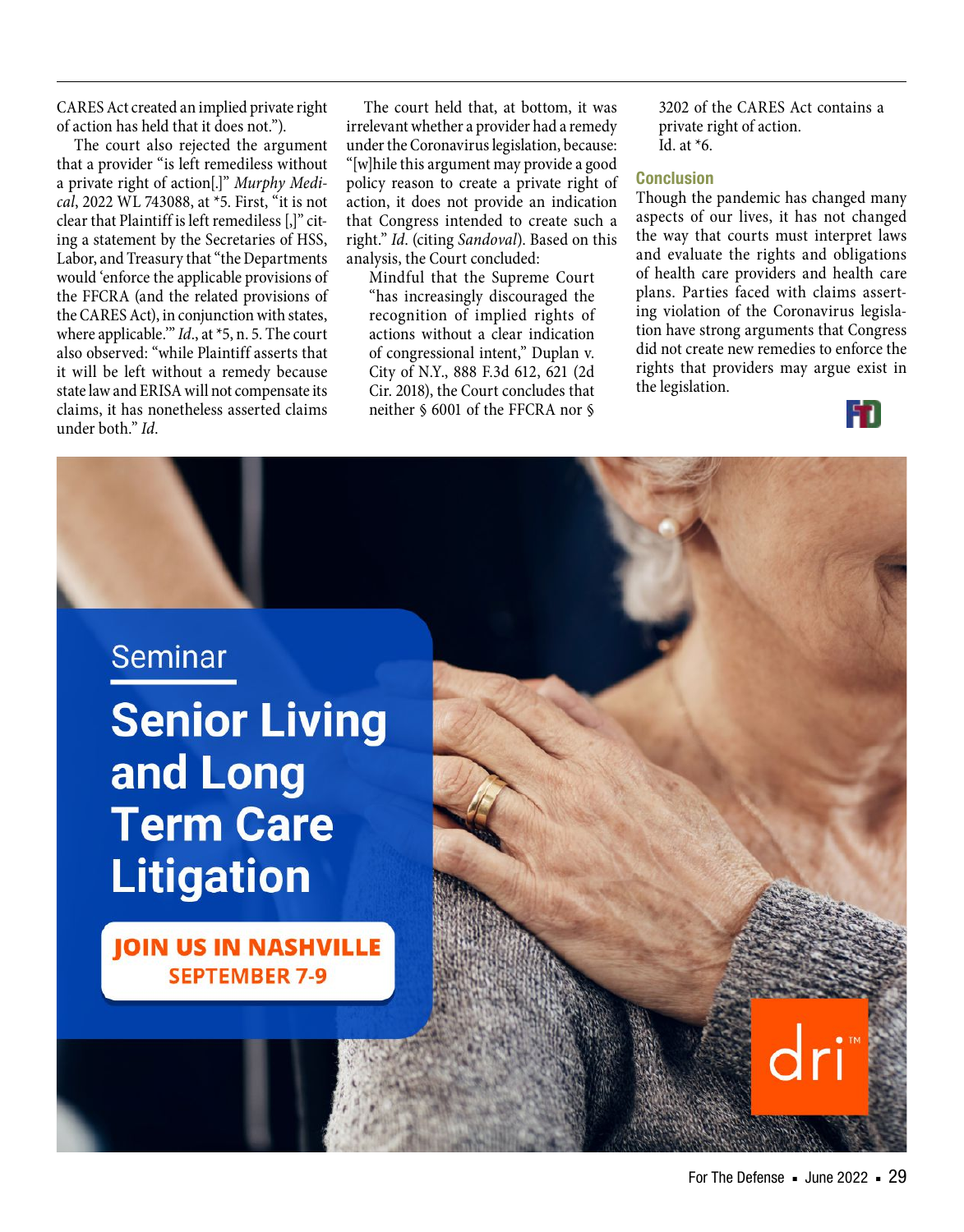CARES Act created an implied private right of action has held that it does not.").

The court also rejected the argument that a provider "is left remediless without a private right of action[.]" *Murphy Medical*, 2022 WL 743088, at *5. First, "it is not clear that Plaintiff is left remediless [,]" citing a statement by the Secretaries of HSS, Labor, and Treasury that "the Departments would 'enforce the applicable provisions of the FFCRA (and the related provisions of the CARES Act), in conjunction with states, where applicable.'" *Id.*, at *5, n. 5. The court also observed: "while Plaintiff asserts that it will be left without a remedy because state law and ERISA will not compensate its claims, it has nonetheless asserted claims under both." *Id.*

The court held that, at bottom, it was irrelevant whether a provider had a remedy under the Coronavirus legislation, because: "[w]hile this argument may provide a good policy reason to create a private right of action, it does not provide an indication that Congress intended to create such a right." *Id.* (citing *Sandoval*). Based on this analysis, the Court concluded:

> Mindful that the Supreme Court "has increasingly discouraged the recognition of implied rights of actions without a clear indication of congressional intent," Duplan v. City of N.Y., 888 F.3d 612, 621 (2d Cir. 2018), the Court concludes that neither § 6001 of the FFCRA nor § 3202 of the CARES Act contains a private right of action.
> Id. at *6.

## Conclusion

Though the pandemic has changed many aspects of our lives, it has not changed the way that courts must interpret laws and evaluate the rights and obligations of health care providers and health care plans. Parties faced with claims asserting violation of the Coronavirus legislation have strong arguments that Congress did not create new remedies to enforce the rights that providers may argue exist in the legislation.

Seminar

**Senior Living and Long Term Care Litigation**

**JOIN US IN NASHVILLE**
**SEPTEMBER 7-9**

dri™